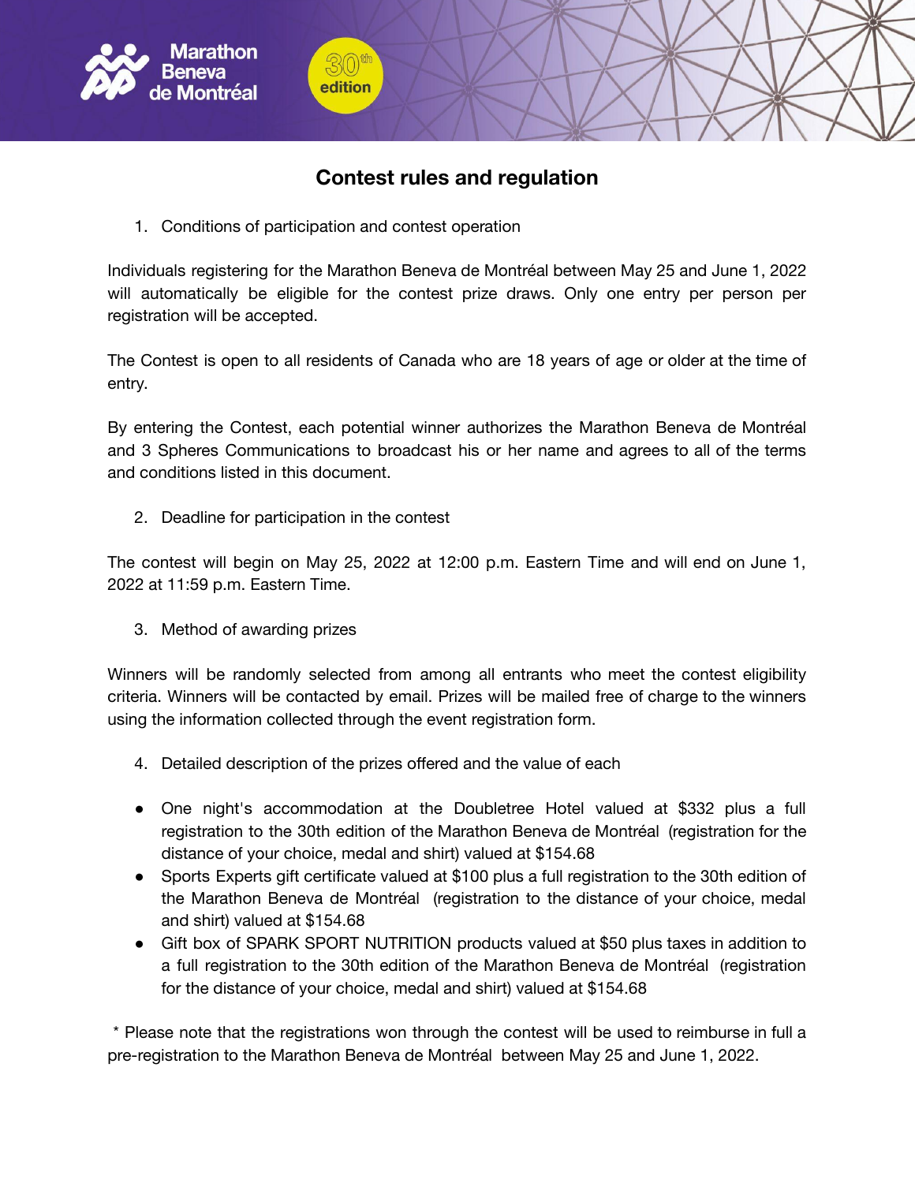Marathon Beneva de Montréal

30th edition

# Contest rules and regulation

1. Conditions of participation and contest operation

Individuals registering for the Marathon Beneva de Montréal between May 25 and June 1, 2022 will automatically be eligible for the contest prize draws. Only one entry per person per registration will be accepted.

The Contest is open to all residents of Canada who are 18 years of age or older at the time of entry.

By entering the Contest, each potential winner authorizes the Marathon Beneva de Montréal and 3 Spheres Communications to broadcast his or her name and agrees to all of the terms and conditions listed in this document.

2. Deadline for participation in the contest

The contest will begin on May 25, 2022 at 12:00 p.m. Eastern Time and will end on June 1, 2022 at 11:59 p.m. Eastern Time.

3. Method of awarding prizes

Winners will be randomly selected from among all entrants who meet the contest eligibility criteria. Winners will be contacted by email. Prizes will be mailed free of charge to the winners using the information collected through the event registration form.

4. Detailed description of the prizes offered and the value of each

- One night's accommodation at the Doubletree Hotel valued at $332 plus a full registration to the 30th edition of the Marathon Beneva de Montréal (registration for the distance of your choice, medal and shirt) valued at $154.68
- Sports Experts gift certificate valued at $100 plus a full registration to the 30th edition of the Marathon Beneva de Montréal (registration to the distance of your choice, medal and shirt) valued at $154.68
- Gift box of SPARK SPORT NUTRITION products valued at $50 plus taxes in addition to a full registration to the 30th edition of the Marathon Beneva de Montréal (registration for the distance of your choice, medal and shirt) valued at $154.68

\* Please note that the registrations won through the contest will be used to reimburse in full a pre-registration to the Marathon Beneva de Montréal between May 25 and June 1, 2022.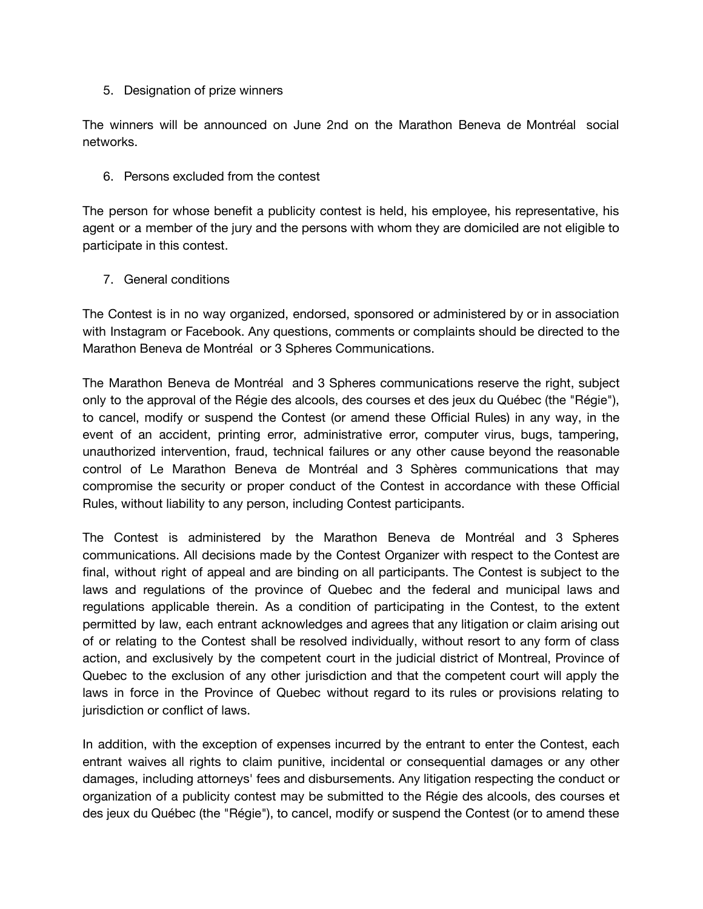5. Designation of prize winners

The winners will be announced on June 2nd on the Marathon Beneva de Montréal social networks.

6. Persons excluded from the contest

The person for whose benefit a publicity contest is held, his employee, his representative, his agent or a member of the jury and the persons with whom they are domiciled are not eligible to participate in this contest.

7. General conditions

The Contest is in no way organized, endorsed, sponsored or administered by or in association with Instagram or Facebook. Any questions, comments or complaints should be directed to the Marathon Beneva de Montréal or 3 Spheres Communications.

The Marathon Beneva de Montréal and 3 Spheres communications reserve the right, subject only to the approval of the Régie des alcools, des courses et des jeux du Québec (the "Régie"), to cancel, modify or suspend the Contest (or amend these Official Rules) in any way, in the event of an accident, printing error, administrative error, computer virus, bugs, tampering, unauthorized intervention, fraud, technical failures or any other cause beyond the reasonable control of Le Marathon Beneva de Montréal and 3 Sphères communications that may compromise the security or proper conduct of the Contest in accordance with these Official Rules, without liability to any person, including Contest participants.

The Contest is administered by the Marathon Beneva de Montréal and 3 Spheres communications. All decisions made by the Contest Organizer with respect to the Contest are final, without right of appeal and are binding on all participants. The Contest is subject to the laws and regulations of the province of Quebec and the federal and municipal laws and regulations applicable therein. As a condition of participating in the Contest, to the extent permitted by law, each entrant acknowledges and agrees that any litigation or claim arising out of or relating to the Contest shall be resolved individually, without resort to any form of class action, and exclusively by the competent court in the judicial district of Montreal, Province of Quebec to the exclusion of any other jurisdiction and that the competent court will apply the laws in force in the Province of Quebec without regard to its rules or provisions relating to jurisdiction or conflict of laws.

In addition, with the exception of expenses incurred by the entrant to enter the Contest, each entrant waives all rights to claim punitive, incidental or consequential damages or any other damages, including attorneys' fees and disbursements. Any litigation respecting the conduct or organization of a publicity contest may be submitted to the Régie des alcools, des courses et des jeux du Québec (the "Régie"), to cancel, modify or suspend the Contest (or to amend these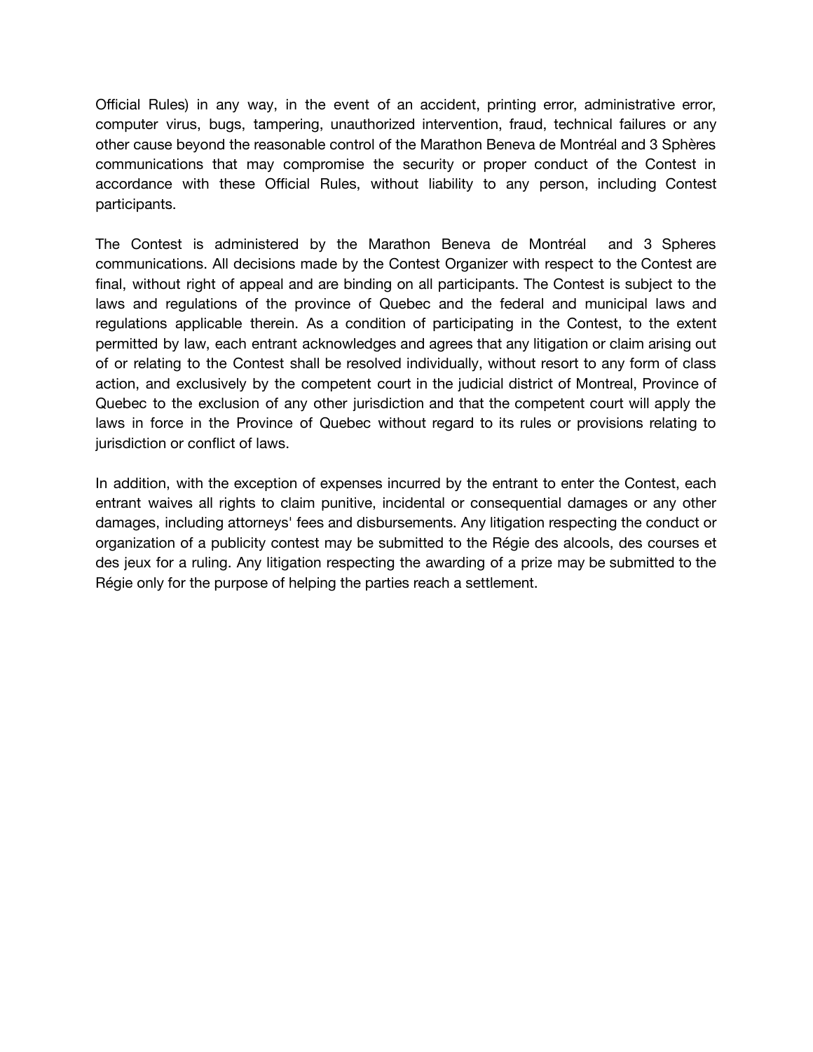Official Rules) in any way, in the event of an accident, printing error, administrative error, computer virus, bugs, tampering, unauthorized intervention, fraud, technical failures or any other cause beyond the reasonable control of the Marathon Beneva de Montréal and 3 Sphères communications that may compromise the security or proper conduct of the Contest in accordance with these Official Rules, without liability to any person, including Contest participants.

The Contest is administered by the Marathon Beneva de Montréal and 3 Spheres communications. All decisions made by the Contest Organizer with respect to the Contest are final, without right of appeal and are binding on all participants. The Contest is subject to the laws and regulations of the province of Quebec and the federal and municipal laws and regulations applicable therein. As a condition of participating in the Contest, to the extent permitted by law, each entrant acknowledges and agrees that any litigation or claim arising out of or relating to the Contest shall be resolved individually, without resort to any form of class action, and exclusively by the competent court in the judicial district of Montreal, Province of Quebec to the exclusion of any other jurisdiction and that the competent court will apply the laws in force in the Province of Quebec without regard to its rules or provisions relating to jurisdiction or conflict of laws.

In addition, with the exception of expenses incurred by the entrant to enter the Contest, each entrant waives all rights to claim punitive, incidental or consequential damages or any other damages, including attorneys' fees and disbursements. Any litigation respecting the conduct or organization of a publicity contest may be submitted to the Régie des alcools, des courses et des jeux for a ruling. Any litigation respecting the awarding of a prize may be submitted to the Régie only for the purpose of helping the parties reach a settlement.